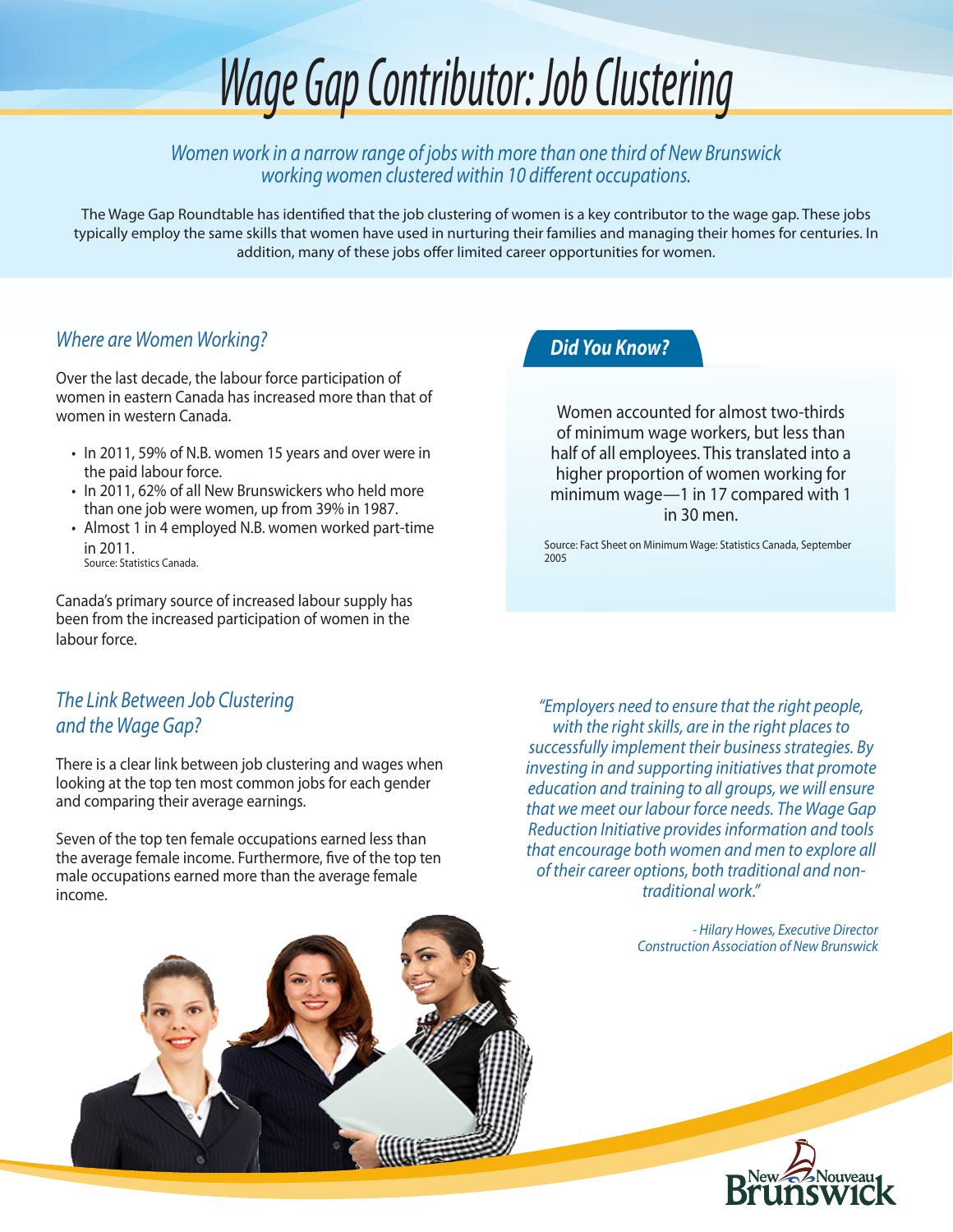# Wage Gap Contributor: Job Clustering

*Women work in a narrow range of jobs with more than one third of New Brunswick working women clustered within 10 different occupations.*

The Wage Gap Roundtable has identified that the job clustering of women is a key contributor to the wage gap. These jobs typically employ the same skills that women have used in nurturing their families and managing their homes for centuries. In addition, many of these jobs offer limited career opportunities for women.

## *Where are Women Working?*

Over the last decade, the labour force participation of women in eastern Canada has increased more than that of women in western Canada.

- In 2011, 59% of N.B. women 15 years and over were in the paid labour force.
- In 2011, 62% of all New Brunswickers who held more than one job were women, up from 39% in 1987.
- Almost 1 in 4 employed N.B. women worked part-time in 2011.

Source: Statistics Canada.

Canada's primary source of increased labour supply has been from the increased participation of women in the labour force.

## *Did You Know?*

Women accounted for almost two-thirds of minimum wage workers, but less than half of all employees. This translated into a higher proportion of women working for minimum wage—1 in 17 compared with 1 in 30 men.

Source: Fact Sheet on Minimum Wage: Statistics Canada, September 2005

## *The Link Between Job Clustering and the Wage Gap?*

There is a clear link between job clustering and wages when looking at the top ten most common jobs for each gender and comparing their average earnings.

Seven of the top ten female occupations earned less than the average female income. Furthermore, five of the top ten male occupations earned more than the average female income.

*"Employers need to ensure that the right people, with the right skills, are in the right places to successfully implement their business strategies. By investing in and supporting initiatives that promote education and training to all groups, we will ensure that we meet our labour force needs. The Wage Gap Reduction Initiative provides information and tools that encourage both women and men to explore all of their career options, both traditional and non-traditional work."*

*- Hilary Howes, Executive Director*
*Construction Association of New Brunswick*

New Nouveau Brunswick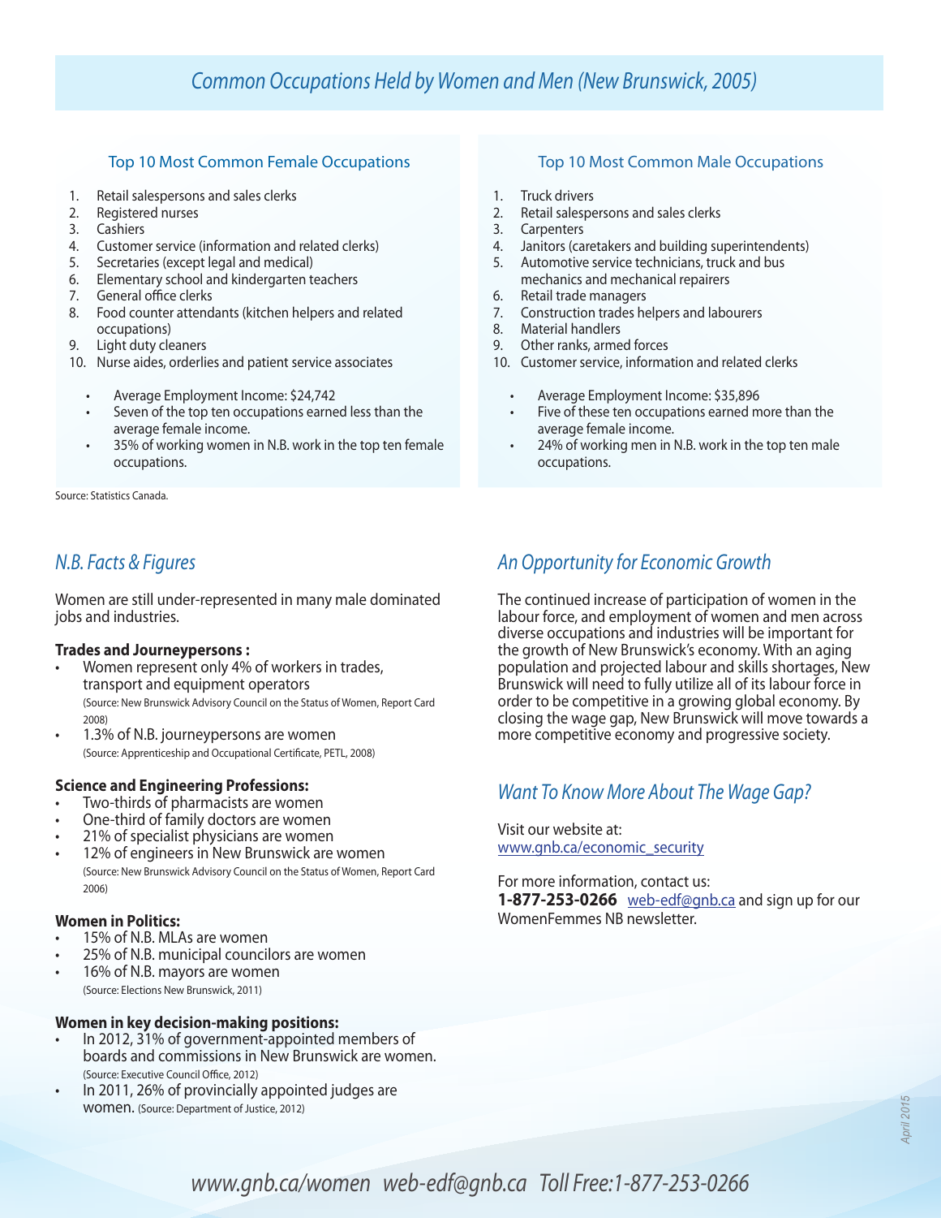# Common Occupations Held by Women and Men (New Brunswick, 2005)

### Top 10 Most Common Female Occupations

1. Retail salespersons and sales clerks
2. Registered nurses
3. Cashiers
4. Customer service (information and related clerks)
5. Secretaries (except legal and medical)
6. Elementary school and kindergarten teachers
7. General office clerks
8. Food counter attendants (kitchen helpers and related occupations)
9. Light duty cleaners
10. Nurse aides, orderlies and patient service associates

- Average Employment Income: $24,742
- Seven of the top ten occupations earned less than the average female income.
- 35% of working women in N.B. work in the top ten female occupations.

### Top 10 Most Common Male Occupations

1. Truck drivers
2. Retail salespersons and sales clerks
3. Carpenters
4. Janitors (caretakers and building superintendents)
5. Automotive service technicians, truck and bus mechanics and mechanical repairers
6. Retail trade managers
7. Construction trades helpers and labourers
8. Material handlers
9. Other ranks, armed forces
10. Customer service, information and related clerks

- Average Employment Income: $35,896
- Five of these ten occupations earned more than the average female income.
- 24% of working men in N.B. work in the top ten male occupations.

Source: Statistics Canada.

## *N.B. Facts & Figures*

Women are still under-represented in many male dominated jobs and industries.

**Trades and Journeypersons :**

- Women represent only 4% of workers in trades, transport and equipment operators (Source: New Brunswick Advisory Council on the Status of Women, Report Card 2008)
- 1.3% of N.B. journeypersons are women (Source: Apprenticeship and Occupational Certificate, PETL, 2008)

**Science and Engineering Professions:**

- Two-thirds of pharmacists are women
- One-third of family doctors are women
- 21% of specialist physicians are women
- 12% of engineers in New Brunswick are women (Source: New Brunswick Advisory Council on the Status of Women, Report Card 2006)

**Women in Politics:**

- 15% of N.B. MLAs are women
- 25% of N.B. municipal councilors are women
- 16% of N.B. mayors are women (Source: Elections New Brunswick, 2011)

**Women in key decision-making positions:**

- In 2012, 31% of government-appointed members of boards and commissions in New Brunswick are women. (Source: Executive Council Office, 2012)
- In 2011, 26% of provincially appointed judges are women. (Source: Department of Justice, 2012)

## *An Opportunity for Economic Growth*

The continued increase of participation of women in the labour force, and employment of women and men across diverse occupations and industries will be important for the growth of New Brunswick's economy. With an aging population and projected labour and skills shortages, New Brunswick will need to fully utilize all of its labour force in order to be competitive in a growing global economy. By closing the wage gap, New Brunswick will move towards a more competitive economy and progressive society.

## *Want To Know More About The Wage Gap?*

Visit our website at:
www.gnb.ca/economic_security

For more information, contact us:
**1-877-253-0266** web-edf@gnb.ca and sign up for our WomenFemmes NB newsletter.

*April 2015*

*www.gnb.ca/women web-edf@gnb.ca Toll Free:1-877-253-0266*